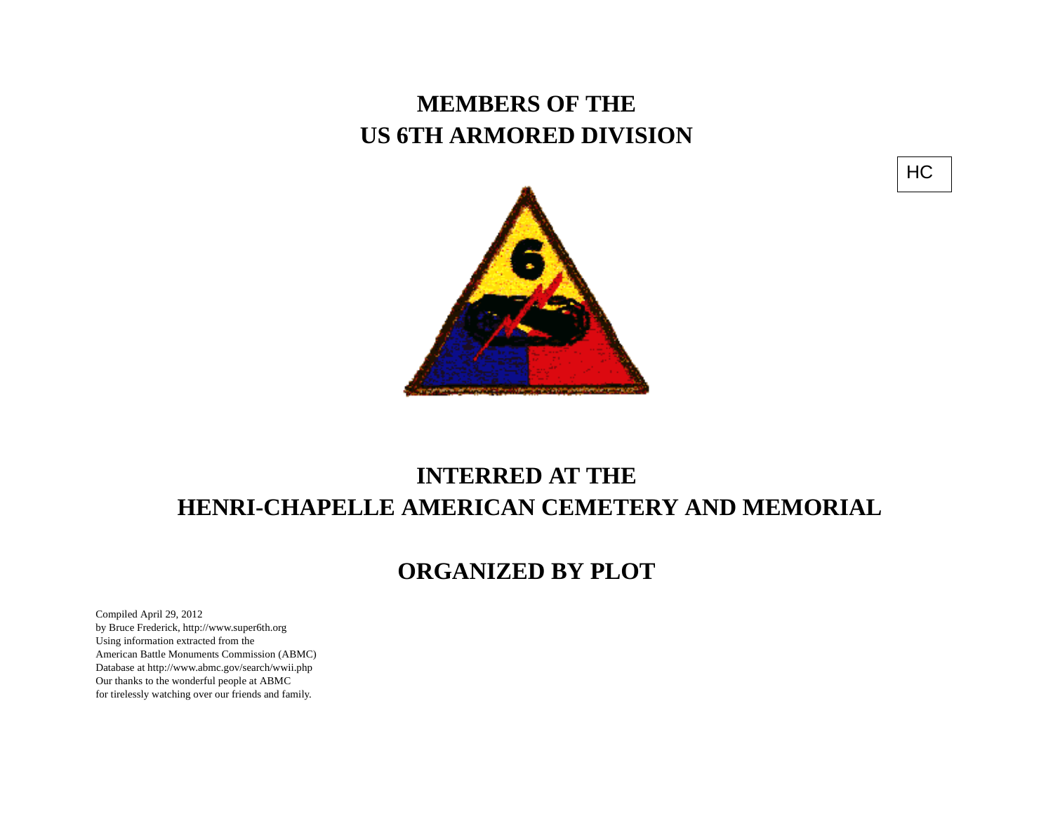# MEMBERS OF THE
# US 6TH ARMORED DIVISION

HC

# INTERRED AT THE
# HENRI-CHAPELLE AMERICAN CEMETERY AND MEMORIAL

## ORGANIZED BY PLOT

Compiled April 29, 2012
by Bruce Frederick, http://www.super6th.org
Using information extracted from the
American Battle Monuments Commission (ABMC)
Database at http://www.abmc.gov/search/wwii.php
Our thanks to the wonderful people at ABMC
for tirelessly watching over our friends and family.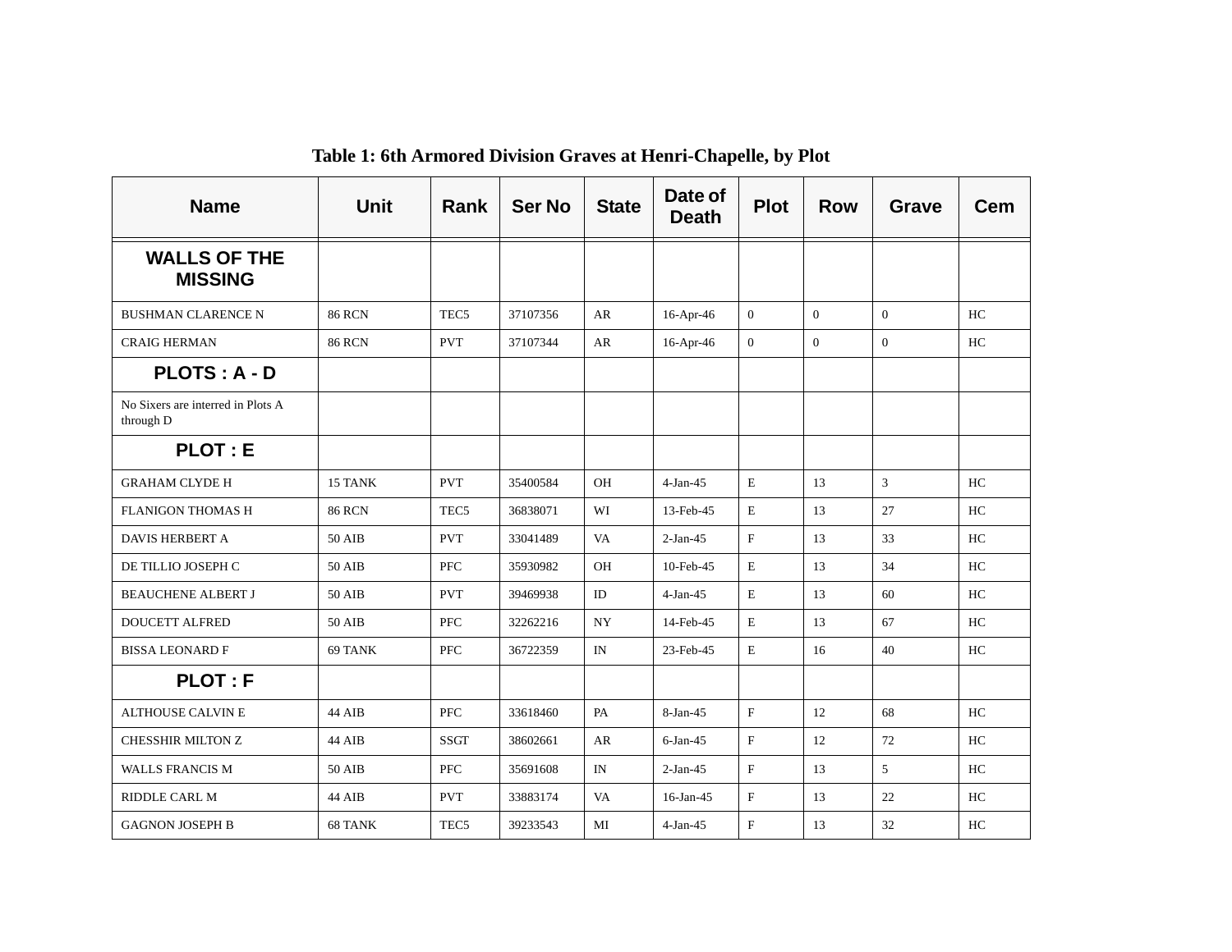**Table 1: 6th Armored Division Graves at Henri-Chapelle, by Plot**

| Name | Unit | Rank | Ser No | State | Date of Death | Plot | Row | Grave | Cem |
|---|---|---|---|---|---|---|---|---|---|
| **WALLS OF THE MISSING** | | | | | | | | | |
| BUSHMAN CLARENCE N | 86 RCN | TEC5 | 37107356 | AR | 16-Apr-46 | 0 | 0 | 0 | HC |
| CRAIG HERMAN | 86 RCN | PVT | 37107344 | AR | 16-Apr-46 | 0 | 0 | 0 | HC |
| **PLOTS : A - D** | | | | | | | | | |
| No Sixers are interred in Plots A through D | | | | | | | | | |
| **PLOT : E** | | | | | | | | | |
| GRAHAM CLYDE H | 15 TANK | PVT | 35400584 | OH | 4-Jan-45 | E | 13 | 3 | HC |
| FLANIGON THOMAS H | 86 RCN | TEC5 | 36838071 | WI | 13-Feb-45 | E | 13 | 27 | HC |
| DAVIS HERBERT A | 50 AIB | PVT | 33041489 | VA | 2-Jan-45 | F | 13 | 33 | HC |
| DE TILLIO JOSEPH C | 50 AIB | PFC | 35930982 | OH | 10-Feb-45 | E | 13 | 34 | HC |
| BEAUCHENE ALBERT J | 50 AIB | PVT | 39469938 | ID | 4-Jan-45 | E | 13 | 60 | HC |
| DOUCETT ALFRED | 50 AIB | PFC | 32262216 | NY | 14-Feb-45 | E | 13 | 67 | HC |
| BISSA LEONARD F | 69 TANK | PFC | 36722359 | IN | 23-Feb-45 | E | 16 | 40 | HC |
| **PLOT : F** | | | | | | | | | |
| ALTHOUSE CALVIN E | 44 AIB | PFC | 33618460 | PA | 8-Jan-45 | F | 12 | 68 | HC |
| CHESSHIR MILTON Z | 44 AIB | SSGT | 38602661 | AR | 6-Jan-45 | F | 12 | 72 | HC |
| WALLS FRANCIS M | 50 AIB | PFC | 35691608 | IN | 2-Jan-45 | F | 13 | 5 | HC |
| RIDDLE CARL M | 44 AIB | PVT | 33883174 | VA | 16-Jan-45 | F | 13 | 22 | HC |
| GAGNON JOSEPH B | 68 TANK | TEC5 | 39233543 | MI | 4-Jan-45 | F | 13 | 32 | HC |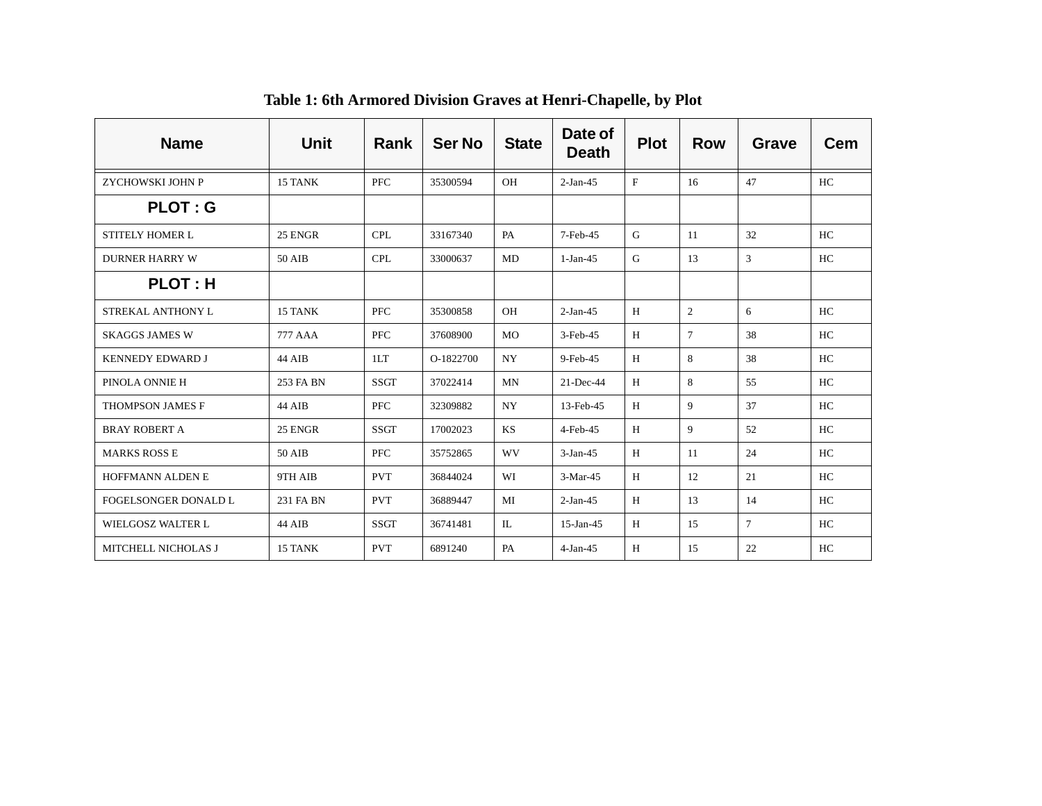**Table 1: 6th Armored Division Graves at Henri-Chapelle, by Plot**

| Name | Unit | Rank | Ser No | State | Date of Death | Plot | Row | Grave | Cem |
|---|---|---|---|---|---|---|---|---|---|
| ZYCHOWSKI JOHN P | 15 TANK | PFC | 35300594 | OH | 2-Jan-45 | F | 16 | 47 | HC |
| **PLOT : G** | | | | | | | | | |
| STITELY HOMER L | 25 ENGR | CPL | 33167340 | PA | 7-Feb-45 | G | 11 | 32 | HC |
| DURNER HARRY W | 50 AIB | CPL | 33000637 | MD | 1-Jan-45 | G | 13 | 3 | HC |
| **PLOT : H** | | | | | | | | | |
| STREKAL ANTHONY L | 15 TANK | PFC | 35300858 | OH | 2-Jan-45 | H | 2 | 6 | HC |
| SKAGGS JAMES W | 777 AAA | PFC | 37608900 | MO | 3-Feb-45 | H | 7 | 38 | HC |
| KENNEDY EDWARD J | 44 AIB | 1LT | O-1822700 | NY | 9-Feb-45 | H | 8 | 38 | HC |
| PINOLA ONNIE H | 253 FA BN | SSGT | 37022414 | MN | 21-Dec-44 | H | 8 | 55 | HC |
| THOMPSON JAMES F | 44 AIB | PFC | 32309882 | NY | 13-Feb-45 | H | 9 | 37 | HC |
| BRAY ROBERT A | 25 ENGR | SSGT | 17002023 | KS | 4-Feb-45 | H | 9 | 52 | HC |
| MARKS ROSS E | 50 AIB | PFC | 35752865 | WV | 3-Jan-45 | H | 11 | 24 | HC |
| HOFFMANN ALDEN E | 9TH AIB | PVT | 36844024 | WI | 3-Mar-45 | H | 12 | 21 | HC |
| FOGELSONGER DONALD L | 231 FA BN | PVT | 36889447 | MI | 2-Jan-45 | H | 13 | 14 | HC |
| WIELGOSZ WALTER L | 44 AIB | SSGT | 36741481 | IL | 15-Jan-45 | H | 15 | 7 | HC |
| MITCHELL NICHOLAS J | 15 TANK | PVT | 6891240 | PA | 4-Jan-45 | H | 15 | 22 | HC |